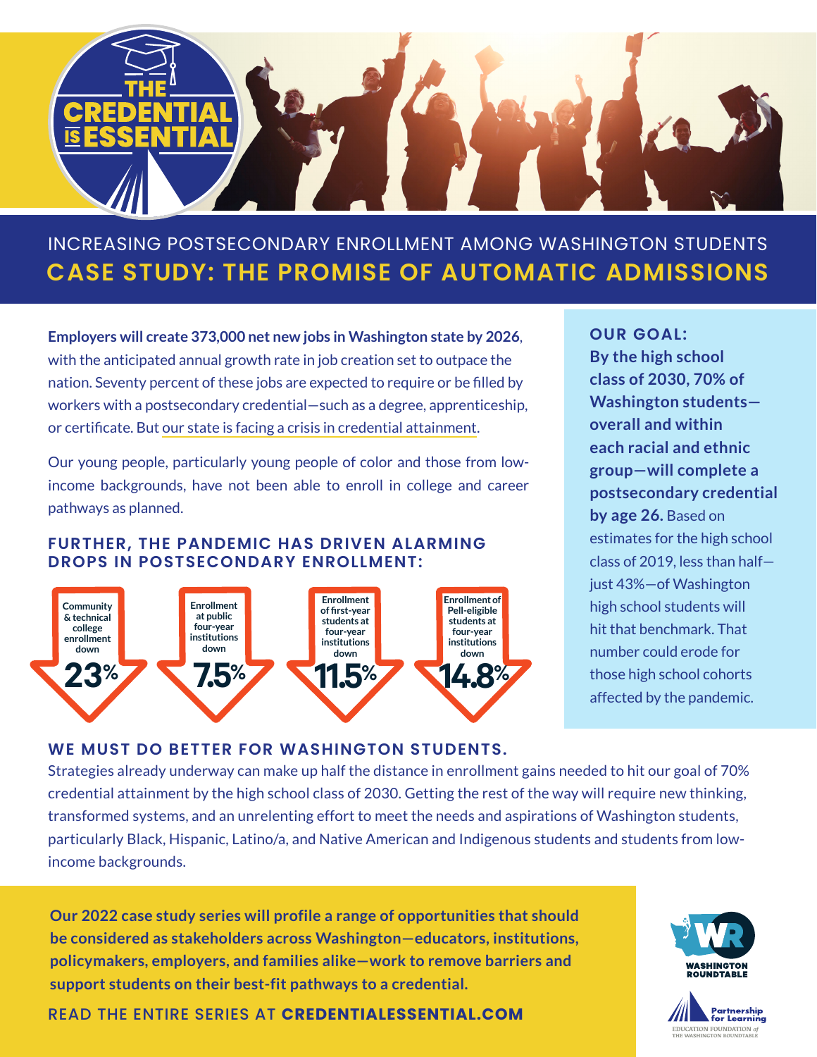THE CREDENTIAL IS ESSENTIAL

INCREASING POSTSECONDARY ENROLLMENT AMONG WASHINGTON STUDENTS

# CASE STUDY: THE PROMISE OF AUTOMATIC ADMISSIONS

**Employers will create 373,000 net new jobs in Washington state by 2026**, with the anticipated annual growth rate in job creation set to outpace the nation. Seventy percent of these jobs are expected to require or be filled by workers with a postsecondary credential—such as a degree, apprenticeship, or certificate. But our state is facing a crisis in credential attainment.

Our young people, particularly young people of color and those from low-income backgrounds, have not been able to enroll in college and career pathways as planned.

### FURTHER, THE PANDEMIC HAS DRIVEN ALARMING DROPS IN POSTSECONDARY ENROLLMENT:

- Community & technical college enrollment down **23%**
- Enrollment at public four-year institutions down **7.5%**
- Enrollment of first-year students at four-year institutions down **11.5%**
- Enrollment of Pell-eligible students at four-year institutions down **14.8%**

**OUR GOAL:**

**By the high school class of 2030, 70% of Washington students—overall and within each racial and ethnic group—will complete a postsecondary credential by age 26.** Based on estimates for the high school class of 2019, less than half—just 43%—of Washington high school students will hit that benchmark. That number could erode for those high school cohorts affected by the pandemic.

### WE MUST DO BETTER FOR WASHINGTON STUDENTS.

Strategies already underway can make up half the distance in enrollment gains needed to hit our goal of 70% credential attainment by the high school class of 2030. Getting the rest of the way will require new thinking, transformed systems, and an unrelenting effort to meet the needs and aspirations of Washington students, particularly Black, Hispanic, Latino/a, and Native American and Indigenous students and students from low-income backgrounds.

**Our 2022 case study series will profile a range of opportunities that should be considered as stakeholders across Washington—educators, institutions, policymakers, employers, and families alike—work to remove barriers and support students on their best-fit pathways to a credential.**

READ THE ENTIRE SERIES AT **CREDENTIALESSENTIAL.COM**

WASHINGTON ROUNDTABLE

Partnership for Learning
EDUCATION FOUNDATION of THE WASHINGTON ROUNDTABLE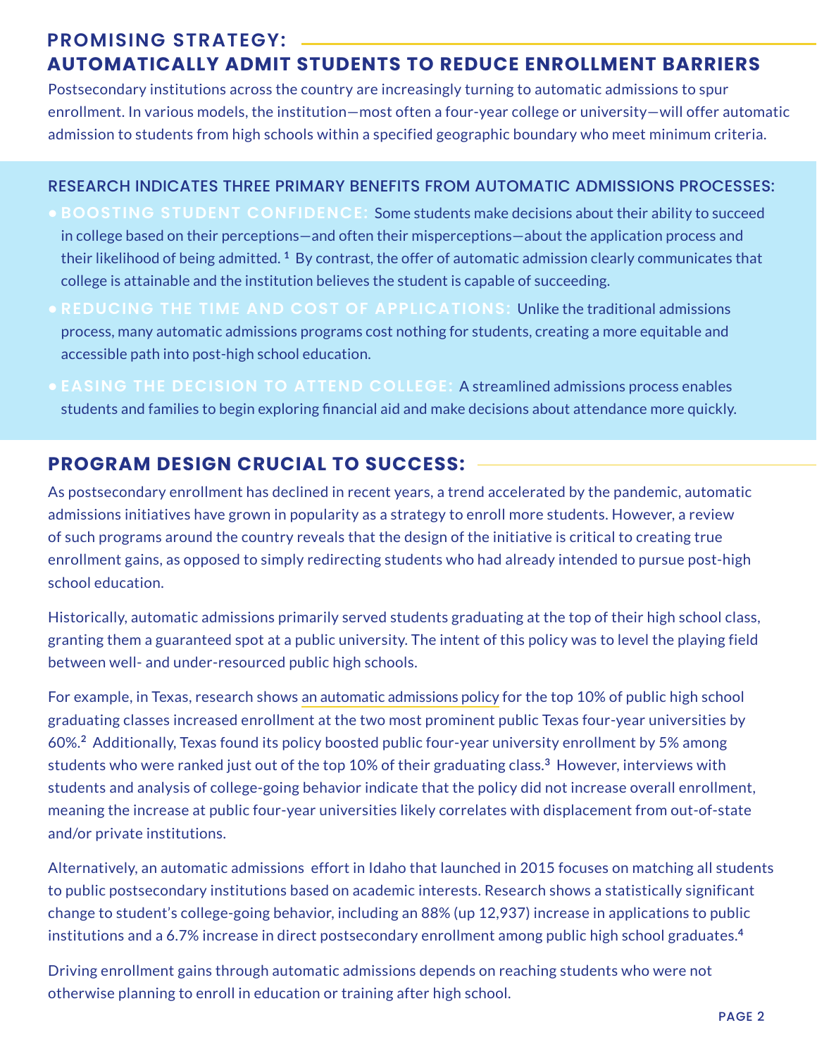## PROMISING STRATEGY: AUTOMATICALLY ADMIT STUDENTS TO REDUCE ENROLLMENT BARRIERS

Postsecondary institutions across the country are increasingly turning to automatic admissions to spur enrollment. In various models, the institution—most often a four-year college or university—will offer automatic admission to students from high schools within a specified geographic boundary who meet minimum criteria.

### RESEARCH INDICATES THREE PRIMARY BENEFITS FROM AUTOMATIC ADMISSIONS PROCESSES:

- **BOOSTING STUDENT CONFIDENCE:** Some students make decisions about their ability to succeed in college based on their perceptions—and often their misperceptions—about the application process and their likelihood of being admitted. [1] By contrast, the offer of automatic admission clearly communicates that college is attainable and the institution believes the student is capable of succeeding.
- **REDUCING THE TIME AND COST OF APPLICATIONS:** Unlike the traditional admissions process, many automatic admissions programs cost nothing for students, creating a more equitable and accessible path into post-high school education.
- **EASING THE DECISION TO ATTEND COLLEGE:** A streamlined admissions process enables students and families to begin exploring financial aid and make decisions about attendance more quickly.

## PROGRAM DESIGN CRUCIAL TO SUCCESS:

As postsecondary enrollment has declined in recent years, a trend accelerated by the pandemic, automatic admissions initiatives have grown in popularity as a strategy to enroll more students. However, a review of such programs around the country reveals that the design of the initiative is critical to creating true enrollment gains, as opposed to simply redirecting students who had already intended to pursue post-high school education.

Historically, automatic admissions primarily served students graduating at the top of their high school class, granting them a guaranteed spot at a public university. The intent of this policy was to level the playing field between well- and under-resourced public high schools.

For example, in Texas, research shows an automatic admissions policy for the top 10% of public high school graduating classes increased enrollment at the two most prominent public Texas four-year universities by 60%.[2] Additionally, Texas found its policy boosted public four-year university enrollment by 5% among students who were ranked just out of the top 10% of their graduating class.[3] However, interviews with students and analysis of college-going behavior indicate that the policy did not increase overall enrollment, meaning the increase at public four-year universities likely correlates with displacement from out-of-state and/or private institutions.

Alternatively, an automatic admissions effort in Idaho that launched in 2015 focuses on matching all students to public postsecondary institutions based on academic interests. Research shows a statistically significant change to student's college-going behavior, including an 88% (up 12,937) increase in applications to public institutions and a 6.7% increase in direct postsecondary enrollment among public high school graduates.[4]

Driving enrollment gains through automatic admissions depends on reaching students who were not otherwise planning to enroll in education or training after high school.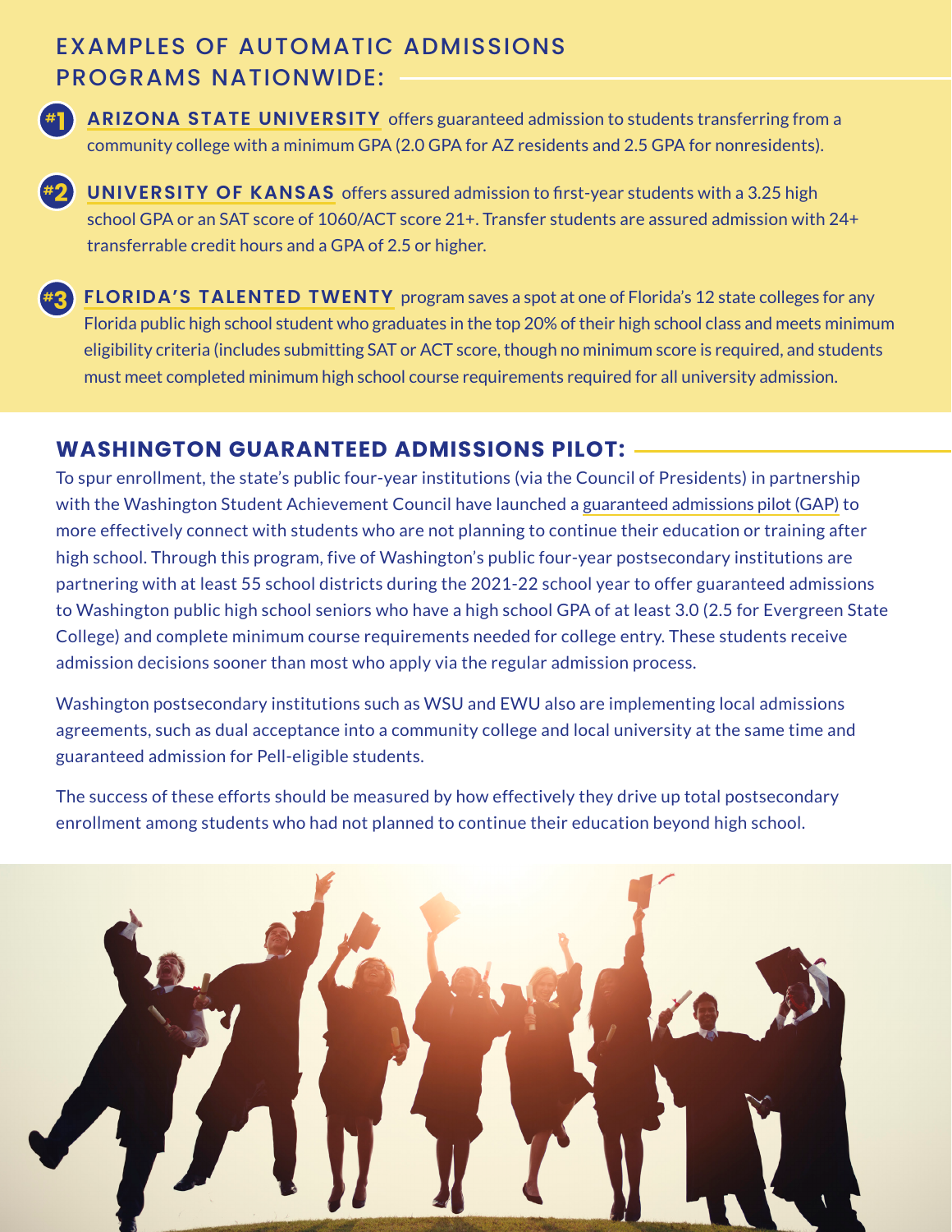## EXAMPLES OF AUTOMATIC ADMISSIONS PROGRAMS NATIONWIDE:

**#1** **ARIZONA STATE UNIVERSITY** offers guaranteed admission to students transferring from a community college with a minimum GPA (2.0 GPA for AZ residents and 2.5 GPA for nonresidents).

**#2** **UNIVERSITY OF KANSAS** offers assured admission to first-year students with a 3.25 high school GPA or an SAT score of 1060/ACT score 21+. Transfer students are assured admission with 24+ transferrable credit hours and a GPA of 2.5 or higher.

**#3** **FLORIDA'S TALENTED TWENTY** program saves a spot at one of Florida's 12 state colleges for any Florida public high school student who graduates in the top 20% of their high school class and meets minimum eligibility criteria (includes submitting SAT or ACT score, though no minimum score is required, and students must meet completed minimum high school course requirements required for all university admission.

## WASHINGTON GUARANTEED ADMISSIONS PILOT:

To spur enrollment, the state's public four-year institutions (via the Council of Presidents) in partnership with the Washington Student Achievement Council have launched a guaranteed admissions pilot (GAP) to more effectively connect with students who are not planning to continue their education or training after high school. Through this program, five of Washington's public four-year postsecondary institutions are partnering with at least 55 school districts during the 2021-22 school year to offer guaranteed admissions to Washington public high school seniors who have a high school GPA of at least 3.0 (2.5 for Evergreen State College) and complete minimum course requirements needed for college entry. These students receive admission decisions sooner than most who apply via the regular admission process.

Washington postsecondary institutions such as WSU and EWU also are implementing local admissions agreements, such as dual acceptance into a community college and local university at the same time and guaranteed admission for Pell-eligible students.

The success of these efforts should be measured by how effectively they drive up total postsecondary enrollment among students who had not planned to continue their education beyond high school.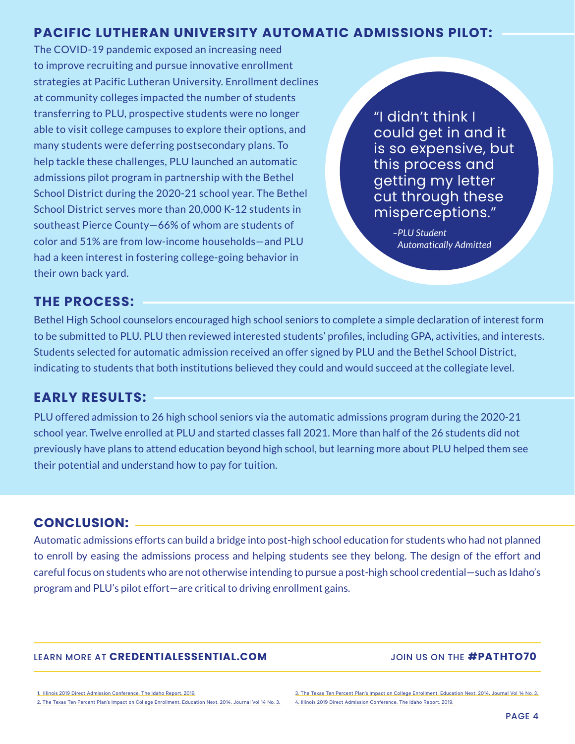## PACIFIC LUTHERAN UNIVERSITY AUTOMATIC ADMISSIONS PILOT:

The COVID-19 pandemic exposed an increasing need to improve recruiting and pursue innovative enrollment strategies at Pacific Lutheran University. Enrollment declines at community colleges impacted the number of students transferring to PLU, prospective students were no longer able to visit college campuses to explore their options, and many students were deferring postsecondary plans. To help tackle these challenges, PLU launched an automatic admissions pilot program in partnership with the Bethel School District during the 2020-21 school year. The Bethel School District serves more than 20,000 K-12 students in southeast Pierce County—66% of whom are students of color and 51% are from low-income households—and PLU had a keen interest in fostering college-going behavior in their own back yard.

> "I didn't think I could get in and it is so expensive, but this process and getting my letter cut through these misperceptions."
>
> *–PLU Student Automatically Admitted*

## THE PROCESS:

Bethel High School counselors encouraged high school seniors to complete a simple declaration of interest form to be submitted to PLU. PLU then reviewed interested students' profiles, including GPA, activities, and interests. Students selected for automatic admission received an offer signed by PLU and the Bethel School District, indicating to students that both institutions believed they could and would succeed at the collegiate level.

## EARLY RESULTS:

PLU offered admission to 26 high school seniors via the automatic admissions program during the 2020-21 school year. Twelve enrolled at PLU and started classes fall 2021. More than half of the 26 students did not previously have plans to attend education beyond high school, but learning more about PLU helped them see their potential and understand how to pay for tuition.

## CONCLUSION:

Automatic admissions efforts can build a bridge into post-high school education for students who had not planned to enroll by easing the admissions process and helping students see they belong. The design of the effort and careful focus on students who are not otherwise intending to pursue a post-high school credential—such as Idaho's program and PLU's pilot effort—are critical to driving enrollment gains.

LEARN MORE AT **CREDENTIALESSENTIAL.COM** JOIN US ON THE **#PATHTO70**

1. Illinois 2019 Direct Admission Conference. The Idaho Report. 2019.
2. The Texas Ten Percent Plan's Impact on College Enrollment. Education Next. 2014. Journal Vol 14 No. 3.
3. The Texas Ten Percent Plan's Impact on College Enrollment. Education Next. 2014. Journal Vol 14 No. 3.
4. Illinois 2019 Direct Admission Conference. The Idaho Report. 2019.